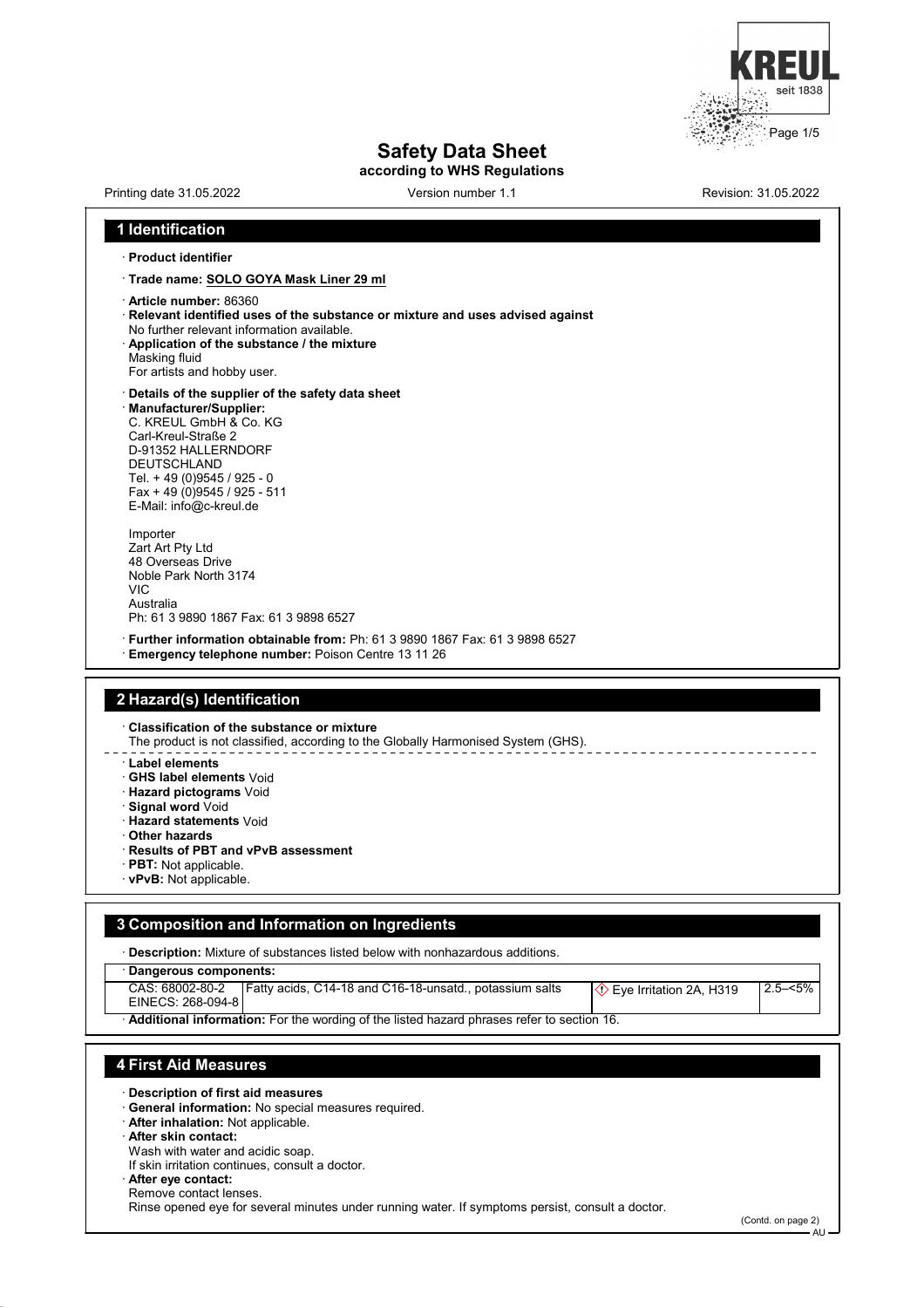# Safety Data Sheet

**according to WHS Regulations**

Printing date 31.05.2022 | Version number 1.1 | Revision: 31.05.2022

## 1 Identification

· **Product identifier**

· **Trade name: SOLO GOYA Mask Liner 29 ml**

· **Article number:** 86360

· **Relevant identified uses of the substance or mixture and uses advised against**
No further relevant information available.

· **Application of the substance / the mixture**
Masking fluid
For artists and hobby user.

· **Details of the supplier of the safety data sheet**

· **Manufacturer/Supplier:**
C. KREUL GmbH & Co. KG
Carl-Kreul-Straße 2
D-91352 HALLERNDORF
DEUTSCHLAND
Tel. + 49 (0)9545 / 925 - 0
Fax + 49 (0)9545 / 925 - 511
E-Mail: info@c-kreul.de

Importer
Zart Art Pty Ltd
48 Overseas Drive
Noble Park North 3174
VIC
Australia
Ph: 61 3 9890 1867 Fax: 61 3 9898 6527

· **Further information obtainable from:** Ph: 61 3 9890 1867 Fax: 61 3 9898 6527

· **Emergency telephone number:** Poison Centre 13 11 26

## 2 Hazard(s) Identification

· **Classification of the substance or mixture**
The product is not classified, according to the Globally Harmonised System (GHS).

· **Label elements**

· **GHS label elements** Void

· **Hazard pictograms** Void

· **Signal word** Void

· **Hazard statements** Void

· **Other hazards**

· **Results of PBT and vPvB assessment**

· **PBT:** Not applicable.

· **vPvB:** Not applicable.

## 3 Composition and Information on Ingredients

· **Description:** Mixture of substances listed below with nonhazardous additions.

| · Dangerous components: | | | |
|---|---|---|---|
| CAS: 68002-80-2<br>EINECS: 268-094-8 | Fatty acids, C14-18 and C16-18-unsatd., potassium salts | Eye Irritation 2A, H319 | 2.5–<5% |

· **Additional information:** For the wording of the listed hazard phrases refer to section 16.

## 4 First Aid Measures

· **Description of first aid measures**

· **General information:** No special measures required.

· **After inhalation:** Not applicable.

· **After skin contact:**
Wash with water and acidic soap.
If skin irritation continues, consult a doctor.

· **After eye contact:**
Remove contact lenses.
Rinse opened eye for several minutes under running water. If symptoms persist, consult a doctor.

(Contd. on page 2)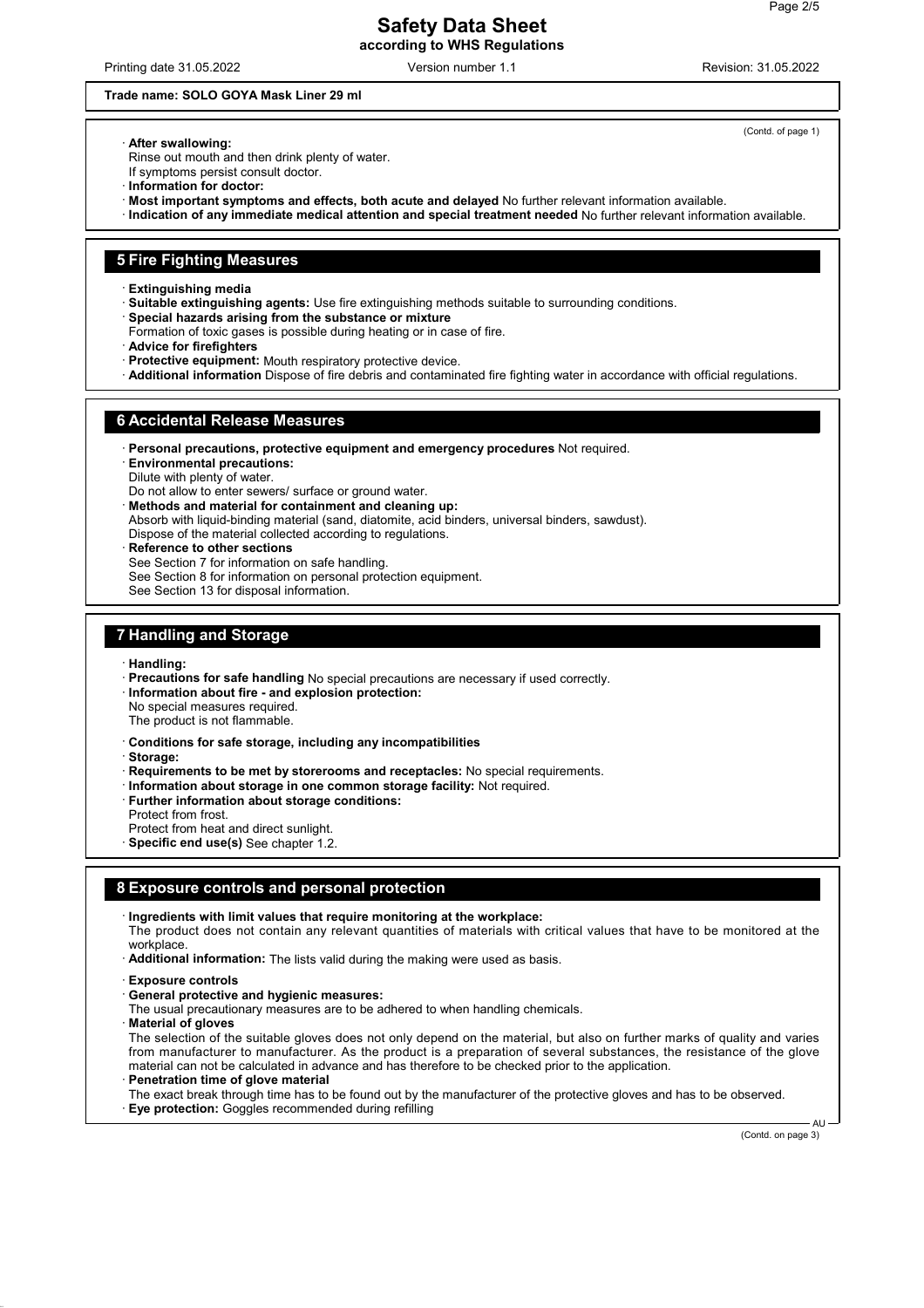**Trade name: SOLO GOYA Mask Liner 29 ml**

(Contd. of page 1)

· **After swallowing:**
Rinse out mouth and then drink plenty of water.
If symptoms persist consult doctor.
· **Information for doctor:**
· **Most important symptoms and effects, both acute and delayed** No further relevant information available.
· **Indication of any immediate medical attention and special treatment needed** No further relevant information available.

## 5 Fire Fighting Measures

· **Extinguishing media**
· **Suitable extinguishing agents:** Use fire extinguishing methods suitable to surrounding conditions.
· **Special hazards arising from the substance or mixture**
Formation of toxic gases is possible during heating or in case of fire.
· **Advice for firefighters**
· **Protective equipment:** Mouth respiratory protective device.
· **Additional information** Dispose of fire debris and contaminated fire fighting water in accordance with official regulations.

## 6 Accidental Release Measures

· **Personal precautions, protective equipment and emergency procedures** Not required.
· **Environmental precautions:**
Dilute with plenty of water.
Do not allow to enter sewers/ surface or ground water.
· **Methods and material for containment and cleaning up:**
Absorb with liquid-binding material (sand, diatomite, acid binders, universal binders, sawdust).
Dispose of the material collected according to regulations.
· **Reference to other sections**
See Section 7 for information on safe handling.
See Section 8 for information on personal protection equipment.
See Section 13 for disposal information.

## 7 Handling and Storage

· **Handling:**
· **Precautions for safe handling** No special precautions are necessary if used correctly.
· **Information about fire - and explosion protection:**
No special measures required.
The product is not flammable.

· **Conditions for safe storage, including any incompatibilities**
· **Storage:**
· **Requirements to be met by storerooms and receptacles:** No special requirements.
· **Information about storage in one common storage facility:** Not required.
· **Further information about storage conditions:**
Protect from frost.
Protect from heat and direct sunlight.
· **Specific end use(s)** See chapter 1.2.

## 8 Exposure controls and personal protection

· **Ingredients with limit values that require monitoring at the workplace:**
The product does not contain any relevant quantities of materials with critical values that have to be monitored at the workplace.
· **Additional information:** The lists valid during the making were used as basis.

· **Exposure controls**
· **General protective and hygienic measures:**
The usual precautionary measures are to be adhered to when handling chemicals.
· **Material of gloves**
The selection of the suitable gloves does not only depend on the material, but also on further marks of quality and varies from manufacturer to manufacturer. As the product is a preparation of several substances, the resistance of the glove material can not be calculated in advance and has therefore to be checked prior to the application.
· **Penetration time of glove material**
The exact break through time has to be found out by the manufacturer of the protective gloves and has to be observed.
· **Eye protection:** Goggles recommended during refilling

(Contd. on page 3)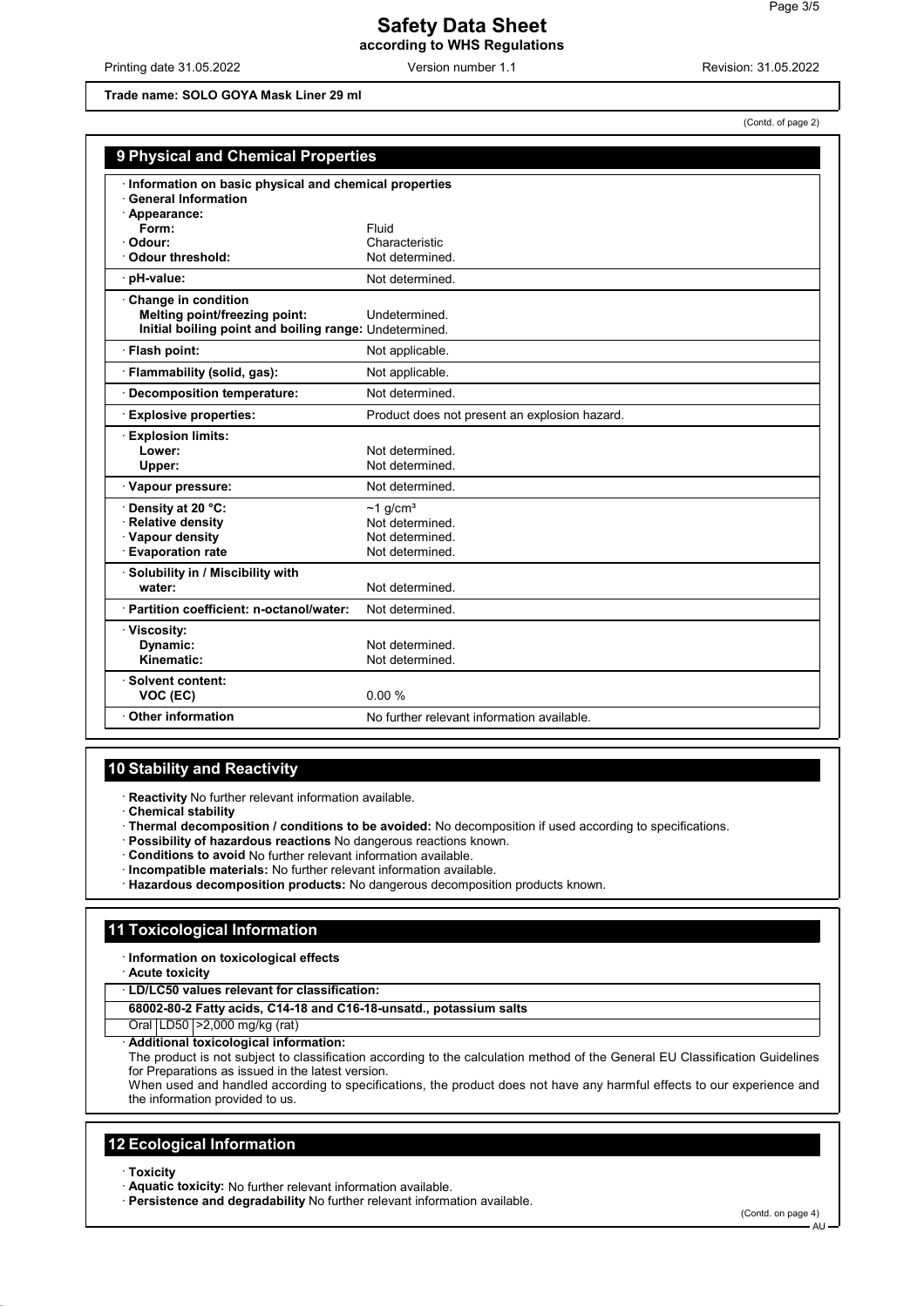**Trade name: SOLO GOYA Mask Liner 29 ml**

(Contd. of page 2)

## 9 Physical and Chemical Properties

| · Information on basic physical and chemical properties | |
|---|---|
| · General Information | |
| · Appearance: | |
| Form: | Fluid |
| · Odour: | Characteristic |
| · Odour threshold: | Not determined. |
| · pH-value: | Not determined. |
| · Change in condition | |
| Melting point/freezing point: | Undetermined. |
| Initial boiling point and boiling range: | Undetermined. |
| · Flash point: | Not applicable. |
| · Flammability (solid, gas): | Not applicable. |
| · Decomposition temperature: | Not determined. |
| · Explosive properties: | Product does not present an explosion hazard. |
| · Explosion limits: | |
| Lower: | Not determined. |
| Upper: | Not determined. |
| · Vapour pressure: | Not determined. |
| · Density at 20 °C: | ~1 g/cm³ |
| · Relative density | Not determined. |
| · Vapour density | Not determined. |
| · Evaporation rate | Not determined. |
| · Solubility in / Miscibility with water: | Not determined. |
| · Partition coefficient: n-octanol/water: | Not determined. |
| · Viscosity: | |
| Dynamic: | Not determined. |
| Kinematic: | Not determined. |
| · Solvent content: | |
| VOC (EC) | 0.00 % |
| · Other information | No further relevant information available. |

## 10 Stability and Reactivity

· **Reactivity** No further relevant information available.
· **Chemical stability**
· **Thermal decomposition / conditions to be avoided:** No decomposition if used according to specifications.
· **Possibility of hazardous reactions** No dangerous reactions known.
· **Conditions to avoid** No further relevant information available.
· **Incompatible materials:** No further relevant information available.
· **Hazardous decomposition products:** No dangerous decomposition products known.

## 11 Toxicological Information

· **Information on toxicological effects**
· **Acute toxicity**

| · LD/LC50 values relevant for classification: | | |
|---|---|---|
| **68002-80-2 Fatty acids, C14-18 and C16-18-unsatd., potassium salts** | | |
| Oral | LD50 | >2,000 mg/kg (rat) |

· **Additional toxicological information:**
The product is not subject to classification according to the calculation method of the General EU Classification Guidelines for Preparations as issued in the latest version.
When used and handled according to specifications, the product does not have any harmful effects to our experience and the information provided to us.

## 12 Ecological Information

· **Toxicity**
· **Aquatic toxicity:** No further relevant information available.
· **Persistence and degradability** No further relevant information available.

(Contd. on page 4)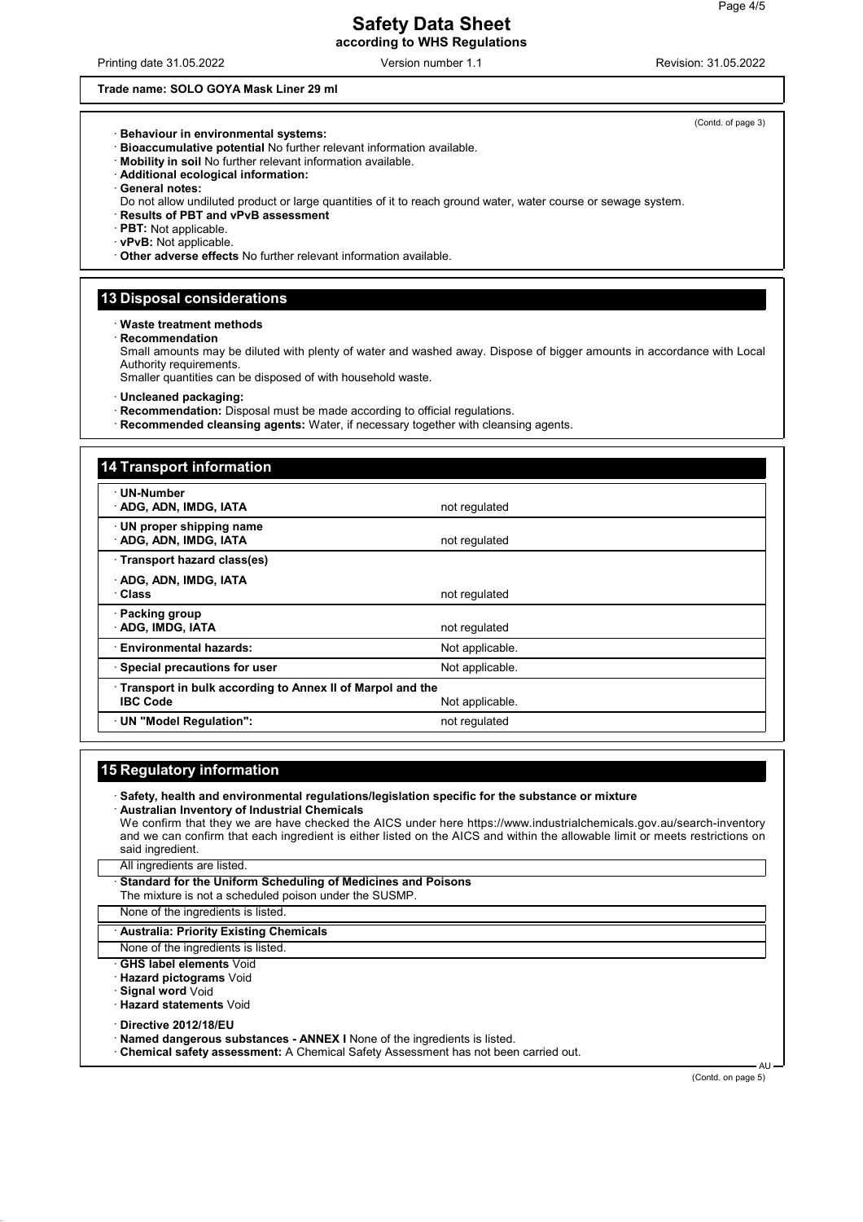Trade name: SOLO GOYA Mask Liner 29 ml

(Contd. of page 3)

- **Behaviour in environmental systems:**
- **Bioaccumulative potential** No further relevant information available.
- **Mobility in soil** No further relevant information available.
- **Additional ecological information:**
- **General notes:**
  Do not allow undiluted product or large quantities of it to reach ground water, water course or sewage system.
- **Results of PBT and vPvB assessment**
- **PBT:** Not applicable.
- **vPvB:** Not applicable.
- **Other adverse effects** No further relevant information available.

## 13 Disposal considerations

- **Waste treatment methods**
- **Recommendation**
  Small amounts may be diluted with plenty of water and washed away. Dispose of bigger amounts in accordance with Local Authority requirements.
  Smaller quantities can be disposed of with household waste.

- **Uncleaned packaging:**
- **Recommendation:** Disposal must be made according to official regulations.
- **Recommended cleansing agents:** Water, if necessary together with cleansing agents.

## 14 Transport information

| | |
|---|---|
| **UN-Number**<br>**ADG, ADN, IMDG, IATA** | not regulated |
| **UN proper shipping name**<br>**ADG, ADN, IMDG, IATA** | not regulated |
| **Transport hazard class(es)** | |
| **ADG, ADN, IMDG, IATA**<br>**Class** | not regulated |
| **Packing group**<br>**ADG, IMDG, IATA** | not regulated |
| **Environmental hazards:** | Not applicable. |
| **Special precautions for user** | Not applicable. |
| **Transport in bulk according to Annex II of Marpol and the IBC Code** | Not applicable. |
| **UN "Model Regulation":** | not regulated |

## 15 Regulatory information

- **Safety, health and environmental regulations/legislation specific for the substance or mixture**
- **Australian Inventory of Industrial Chemicals**
  We confirm that they we are have checked the AICS under here https://www.industrialchemicals.gov.au/search-inventory and we can confirm that each ingredient is either listed on the AICS and within the allowable limit or meets restrictions on said ingredient.

All ingredients are listed.

- **Standard for the Uniform Scheduling of Medicines and Poisons**
  The mixture is not a scheduled poison under the SUSMP.

None of the ingredients is listed.

- **Australia: Priority Existing Chemicals**

None of the ingredients is listed.

- **GHS label elements** Void
- **Hazard pictograms** Void
- **Signal word** Void
- **Hazard statements** Void

- **Directive 2012/18/EU**
- **Named dangerous substances - ANNEX I** None of the ingredients is listed.
- **Chemical safety assessment:** A Chemical Safety Assessment has not been carried out.

(Contd. on page 5)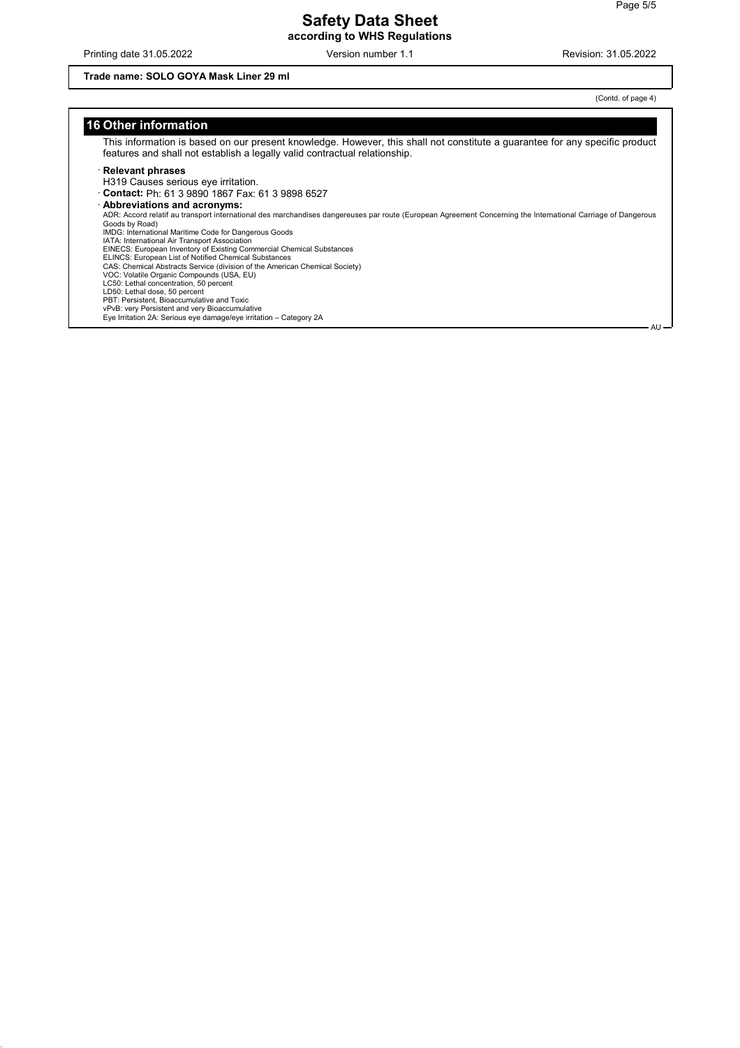**Trade name: SOLO GOYA Mask Liner 29 ml**

(Contd. of page 4)

## 16 Other information

This information is based on our present knowledge. However, this shall not constitute a guarantee for any specific product features and shall not establish a legally valid contractual relationship.

· **Relevant phrases**
H319 Causes serious eye irritation.

· **Contact:** Ph: 61 3 9890 1867 Fax: 61 3 9898 6527

· **Abbreviations and acronyms:**
ADR: Accord relatif au transport international des marchandises dangereuses par route (European Agreement Concerning the International Carriage of Dangerous Goods by Road)
IMDG: International Maritime Code for Dangerous Goods
IATA: International Air Transport Association
EINECS: European Inventory of Existing Commercial Chemical Substances
ELINCS: European List of Notified Chemical Substances
CAS: Chemical Abstracts Service (division of the American Chemical Society)
VOC: Volatile Organic Compounds (USA, EU)
LC50: Lethal concentration, 50 percent
LD50: Lethal dose, 50 percent
PBT: Persistent, Bioaccumulative and Toxic
vPvB: very Persistent and very Bioaccumulative
Eye Irritation 2A: Serious eye damage/eye irritation – Category 2A

AU